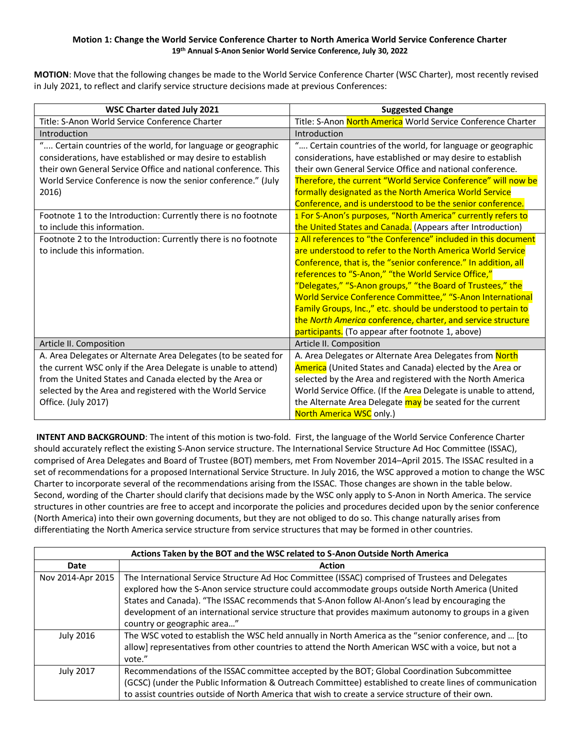**Motion 1: Change the World Service Conference Charter to North America World Service Conference Charter**
**19th Annual S-Anon Senior World Service Conference, July 30, 2022**

**MOTION**: Move that the following changes be made to the World Service Conference Charter (WSC Charter), most recently revised in July 2021, to reflect and clarify service structure decisions made at previous Conferences:

| WSC Charter dated July 2021 | Suggested Change |
|---|---|
| Title: S-Anon World Service Conference Charter | Title: S-Anon North America World Service Conference Charter |
| Introduction | Introduction |
| ".... Certain countries of the world, for language or geographic considerations, have established or may desire to establish their own General Service Office and national conference. This World Service Conference is now the senior conference." (July 2016) | ".... Certain countries of the world, for language or geographic considerations, have established or may desire to establish their own General Service Office and national conference. Therefore, the current "World Service Conference" will now be formally designated as the North America World Service Conference, and is understood to be the senior conference. |
| Footnote 1 to the Introduction: Currently there is no footnote to include this information. | 1 For S-Anon's purposes, "North America" currently refers to the United States and Canada. (Appears after Introduction) |
| Footnote 2 to the Introduction: Currently there is no footnote to include this information. | 2 All references to "the Conference" included in this document are understood to refer to the North America World Service Conference, that is, the "senior conference." In addition, all references to "S-Anon," "the World Service Office," "Delegates," "S-Anon groups," "the Board of Trustees," the World Service Conference Committee," "S-Anon International Family Groups, Inc.," etc. should be understood to pertain to the *North America* conference, charter, and service structure participants. (To appear after footnote 1, above) |
| Article II. Composition | Article II. Composition |
| A. Area Delegates or Alternate Area Delegates (to be seated for the current WSC only if the Area Delegate is unable to attend) from the United States and Canada elected by the Area or selected by the Area and registered with the World Service Office. (July 2017) | A. Area Delegates or Alternate Area Delegates from North America (United States and Canada) elected by the Area or selected by the Area and registered with the North America World Service Office. (If the Area Delegate is unable to attend, the Alternate Area Delegate may be seated for the current North America WSC only.) |

**INTENT AND BACKGROUND**: The intent of this motion is two-fold. First, the language of the World Service Conference Charter should accurately reflect the existing S-Anon service structure. The International Service Structure Ad Hoc Committee (ISSAC), comprised of Area Delegates and Board of Trustee (BOT) members, met From November 2014–April 2015. The ISSAC resulted in a set of recommendations for a proposed International Service Structure. In July 2016, the WSC approved a motion to change the WSC Charter to incorporate several of the recommendations arising from the ISSAC. Those changes are shown in the table below. Second, wording of the Charter should clarify that decisions made by the WSC only apply to S-Anon in North America. The service structures in other countries are free to accept and incorporate the policies and procedures decided upon by the senior conference (North America) into their own governing documents, but they are not obliged to do so. This change naturally arises from differentiating the North America service structure from service structures that may be formed in other countries.

| **Actions Taken by the BOT and the WSC related to S-Anon Outside North America** | |
|---|---|
| **Date** | **Action** |
| Nov 2014-Apr 2015 | The International Service Structure Ad Hoc Committee (ISSAC) comprised of Trustees and Delegates explored how the S-Anon service structure could accommodate groups outside North America (United States and Canada). "The ISSAC recommends that S-Anon follow Al-Anon's lead by encouraging the development of an international service structure that provides maximum autonomy to groups in a given country or geographic area…" |
| July 2016 | The WSC voted to establish the WSC held annually in North America as the "senior conference, and … [to allow] representatives from other countries to attend the North American WSC with a voice, but not a vote." |
| July 2017 | Recommendations of the ISSAC committee accepted by the BOT; Global Coordination Subcommittee (GCSC) (under the Public Information & Outreach Committee) established to create lines of communication to assist countries outside of North America that wish to create a service structure of their own. |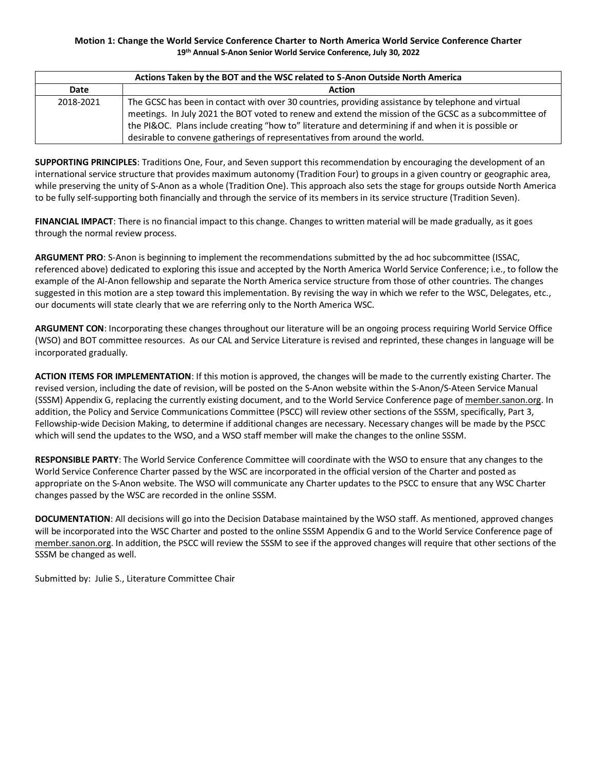**Motion 1: Change the World Service Conference Charter to North America World Service Conference Charter**
**19th Annual S-Anon Senior World Service Conference, July 30, 2022**

| Actions Taken by the BOT and the WSC related to S-Anon Outside North America | |
|---|---|
| **Date** | **Action** |
| 2018-2021 | The GCSC has been in contact with over 30 countries, providing assistance by telephone and virtual meetings. In July 2021 the BOT voted to renew and extend the mission of the GCSC as a subcommittee of the PI&OC. Plans include creating "how to" literature and determining if and when it is possible or desirable to convene gatherings of representatives from around the world. |

**SUPPORTING PRINCIPLES**: Traditions One, Four, and Seven support this recommendation by encouraging the development of an international service structure that provides maximum autonomy (Tradition Four) to groups in a given country or geographic area, while preserving the unity of S-Anon as a whole (Tradition One). This approach also sets the stage for groups outside North America to be fully self-supporting both financially and through the service of its members in its service structure (Tradition Seven).

**FINANCIAL IMPACT**: There is no financial impact to this change. Changes to written material will be made gradually, as it goes through the normal review process.

**ARGUMENT PRO**: S-Anon is beginning to implement the recommendations submitted by the ad hoc subcommittee (ISSAC, referenced above) dedicated to exploring this issue and accepted by the North America World Service Conference; i.e., to follow the example of the Al-Anon fellowship and separate the North America service structure from those of other countries. The changes suggested in this motion are a step toward this implementation. By revising the way in which we refer to the WSC, Delegates, etc., our documents will state clearly that we are referring only to the North America WSC.

**ARGUMENT CON**: Incorporating these changes throughout our literature will be an ongoing process requiring World Service Office (WSO) and BOT committee resources. As our CAL and Service Literature is revised and reprinted, these changes in language will be incorporated gradually.

**ACTION ITEMS FOR IMPLEMENTATION**: If this motion is approved, the changes will be made to the currently existing Charter. The revised version, including the date of revision, will be posted on the S-Anon website within the S-Anon/S-Ateen Service Manual (SSSM) Appendix G, replacing the currently existing document, and to the World Service Conference page of member.sanon.org. In addition, the Policy and Service Communications Committee (PSCC) will review other sections of the SSSM, specifically, Part 3, Fellowship-wide Decision Making, to determine if additional changes are necessary. Necessary changes will be made by the PSCC which will send the updates to the WSO, and a WSO staff member will make the changes to the online SSSM.

**RESPONSIBLE PARTY**: The World Service Conference Committee will coordinate with the WSO to ensure that any changes to the World Service Conference Charter passed by the WSC are incorporated in the official version of the Charter and posted as appropriate on the S-Anon website. The WSO will communicate any Charter updates to the PSCC to ensure that any WSC Charter changes passed by the WSC are recorded in the online SSSM.

**DOCUMENTATION**: All decisions will go into the Decision Database maintained by the WSO staff. As mentioned, approved changes will be incorporated into the WSC Charter and posted to the online SSSM Appendix G and to the World Service Conference page of member.sanon.org. In addition, the PSCC will review the SSSM to see if the approved changes will require that other sections of the SSSM be changed as well.

Submitted by: Julie S., Literature Committee Chair